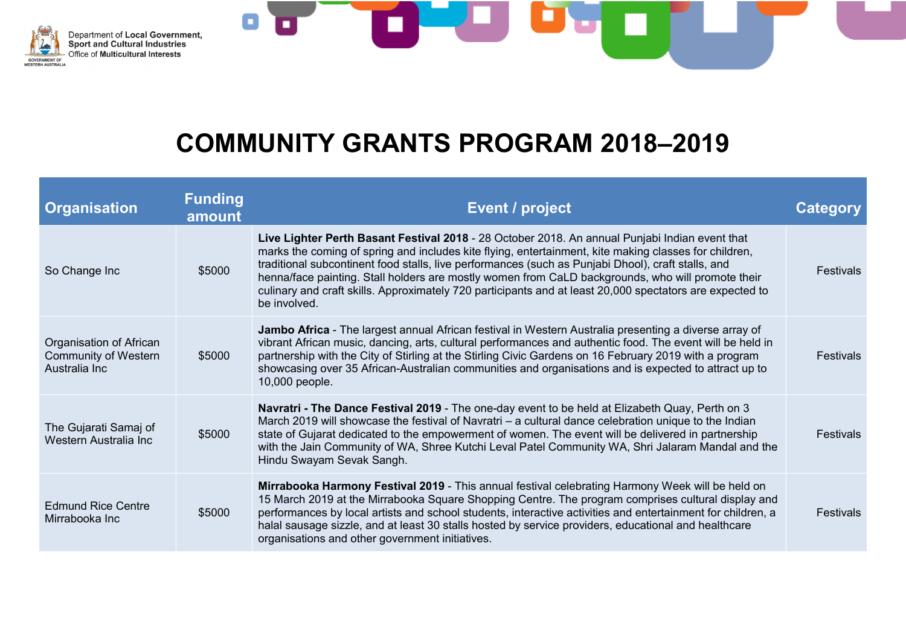Department of **Local Government, Sport and Cultural Industries**
Office of **Multicultural Interests**

# COMMUNITY GRANTS PROGRAM 2018–2019

| Organisation | Funding amount | Event / project | Category |
|---|---|---|---|
| So Change Inc | $5000 | **Live Lighter Perth Basant Festival 2018** - 28 October 2018. An annual Punjabi Indian event that marks the coming of spring and includes kite flying, entertainment, kite making classes for children, traditional subcontinent food stalls, live performances (such as Punjabi Dhool), craft stalls, and henna/face painting. Stall holders are mostly women from CaLD backgrounds, who will promote their culinary and craft skills. Approximately 720 participants and at least 20,000 spectators are expected to be involved. | Festivals |
| Organisation of African Community of Western Australia Inc | $5000 | **Jambo Africa** - The largest annual African festival in Western Australia presenting a diverse array of vibrant African music, dancing, arts, cultural performances and authentic food. The event will be held in partnership with the City of Stirling at the Stirling Civic Gardens on 16 February 2019 with a program showcasing over 35 African-Australian communities and organisations and is expected to attract up to 10,000 people. | Festivals |
| The Gujarati Samaj of Western Australia Inc | $5000 | **Navratri - The Dance Festival 2019** - The one-day event to be held at Elizabeth Quay, Perth on 3 March 2019 will showcase the festival of Navratri – a cultural dance celebration unique to the Indian state of Gujarat dedicated to the empowerment of women. The event will be delivered in partnership with the Jain Community of WA, Shree Kutchi Leval Patel Community WA, Shri Jalaram Mandal and the Hindu Swayam Sevak Sangh. | Festivals |
| Edmund Rice Centre Mirrabooka Inc | $5000 | **Mirrabooka Harmony Festival 2019** - This annual festival celebrating Harmony Week will be held on 15 March 2019 at the Mirrabooka Square Shopping Centre. The program comprises cultural display and performances by local artists and school students, interactive activities and entertainment for children, a halal sausage sizzle, and at least 30 stalls hosted by service providers, educational and healthcare organisations and other government initiatives. | Festivals |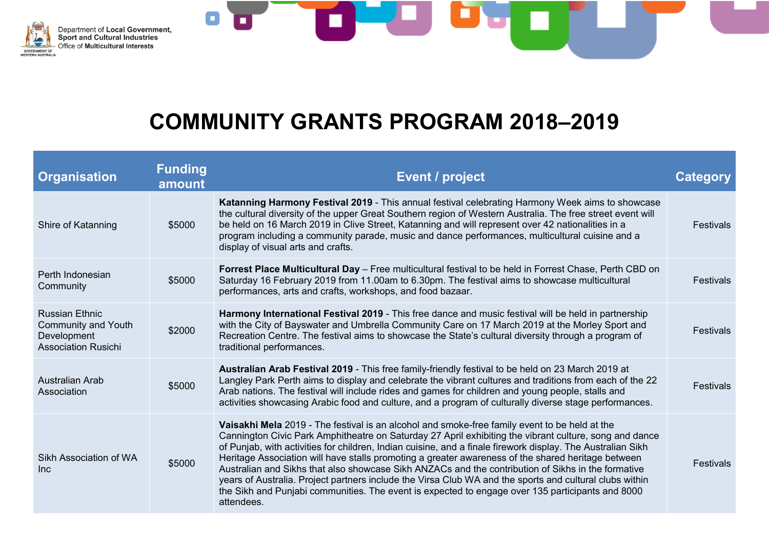Department of Local Government, Sport and Cultural Industries
Office of Multicultural Interests

# COMMUNITY GRANTS PROGRAM 2018–2019

| Organisation | Funding amount | Event / project | Category |
|---|---|---|---|
| Shire of Katanning | $5000 | **Katanning Harmony Festival 2019** - This annual festival celebrating Harmony Week aims to showcase the cultural diversity of the upper Great Southern region of Western Australia. The free street event will be held on 16 March 2019 in Clive Street, Katanning and will represent over 42 nationalities in a program including a community parade, music and dance performances, multicultural cuisine and a display of visual arts and crafts. | Festivals |
| Perth Indonesian Community | $5000 | **Forrest Place Multicultural Day** – Free multicultural festival to be held in Forrest Chase, Perth CBD on Saturday 16 February 2019 from 11.00am to 6.30pm. The festival aims to showcase multicultural performances, arts and crafts, workshops, and food bazaar. | Festivals |
| Russian Ethnic Community and Youth Development Association Rusichi | $2000 | **Harmony International Festival 2019** - This free dance and music festival will be held in partnership with the City of Bayswater and Umbrella Community Care on 17 March 2019 at the Morley Sport and Recreation Centre. The festival aims to showcase the State's cultural diversity through a program of traditional performances. | Festivals |
| Australian Arab Association | $5000 | **Australian Arab Festival 2019** - This free family-friendly festival to be held on 23 March 2019 at Langley Park Perth aims to display and celebrate the vibrant cultures and traditions from each of the 22 Arab nations. The festival will include rides and games for children and young people, stalls and activities showcasing Arabic food and culture, and a program of culturally diverse stage performances. | Festivals |
| Sikh Association of WA Inc | $5000 | **Vaisakhi Mela** 2019 - The festival is an alcohol and smoke-free family event to be held at the Cannington Civic Park Amphitheatre on Saturday 27 April exhibiting the vibrant culture, song and dance of Punjab, with activities for children, Indian cuisine, and a finale firework display. The Australian Sikh Heritage Association will have stalls promoting a greater awareness of the shared heritage between Australian and Sikhs that also showcase Sikh ANZACs and the contribution of Sikhs in the formative years of Australia. Project partners include the Virsa Club WA and the sports and cultural clubs within the Sikh and Punjabi communities. The event is expected to engage over 135 participants and 8000 attendees. | Festivals |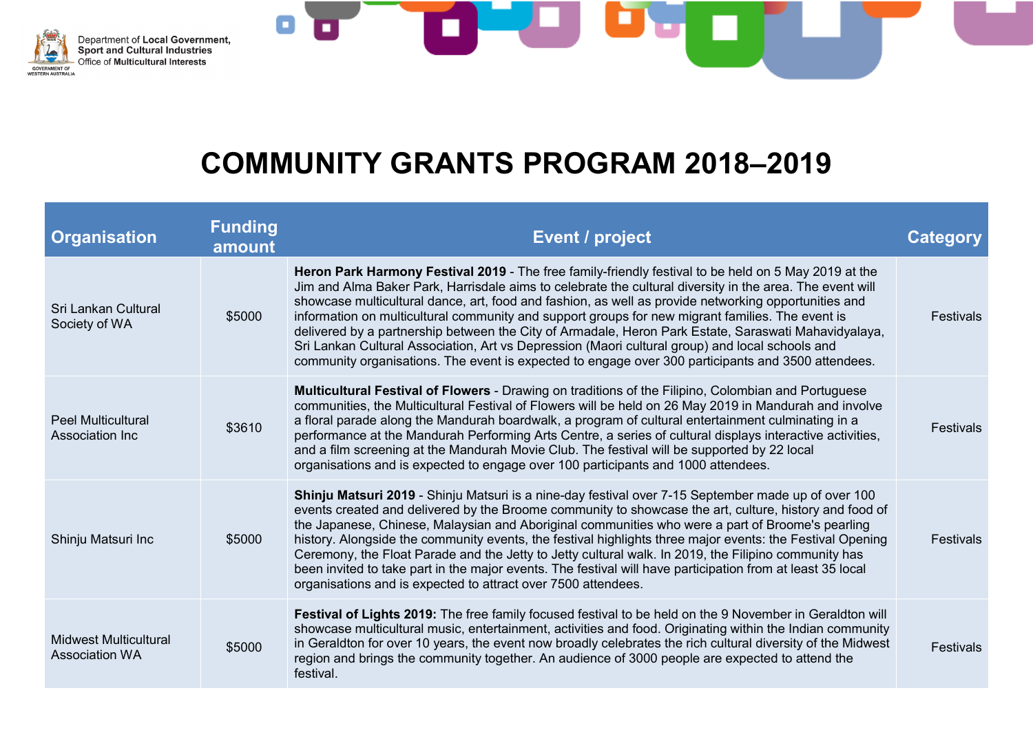# COMMUNITY GRANTS PROGRAM 2018–2019

| Organisation | Funding amount | Event / project | Category |
|---|---|---|---|
| Sri Lankan Cultural Society of WA | $5000 | **Heron Park Harmony Festival 2019** - The free family-friendly festival to be held on 5 May 2019 at the Jim and Alma Baker Park, Harrisdale aims to celebrate the cultural diversity in the area. The event will showcase multicultural dance, art, food and fashion, as well as provide networking opportunities and information on multicultural community and support groups for new migrant families. The event is delivered by a partnership between the City of Armadale, Heron Park Estate, Saraswati Mahavidyalaya, Sri Lankan Cultural Association, Art vs Depression (Maori cultural group) and local schools and community organisations. The event is expected to engage over 300 participants and 3500 attendees. | Festivals |
| Peel Multicultural Association Inc | $3610 | **Multicultural Festival of Flowers** - Drawing on traditions of the Filipino, Colombian and Portuguese communities, the Multicultural Festival of Flowers will be held on 26 May 2019 in Mandurah and involve a floral parade along the Mandurah boardwalk, a program of cultural entertainment culminating in a performance at the Mandurah Performing Arts Centre, a series of cultural displays interactive activities, and a film screening at the Mandurah Movie Club. The festival will be supported by 22 local organisations and is expected to engage over 100 participants and 1000 attendees. | Festivals |
| Shinju Matsuri Inc | $5000 | **Shinju Matsuri 2019** - Shinju Matsuri is a nine-day festival over 7-15 September made up of over 100 events created and delivered by the Broome community to showcase the art, culture, history and food of the Japanese, Chinese, Malaysian and Aboriginal communities who were a part of Broome's pearling history. Alongside the community events, the festival highlights three major events: the Festival Opening Ceremony, the Float Parade and the Jetty to Jetty cultural walk. In 2019, the Filipino community has been invited to take part in the major events. The festival will have participation from at least 35 local organisations and is expected to attract over 7500 attendees. | Festivals |
| Midwest Multicultural Association WA | $5000 | **Festival of Lights 2019:** The free family focused festival to be held on the 9 November in Geraldton will showcase multicultural music, entertainment, activities and food. Originating within the Indian community in Geraldton for over 10 years, the event now broadly celebrates the rich cultural diversity of the Midwest region and brings the community together. An audience of 3000 people are expected to attend the festival. | Festivals |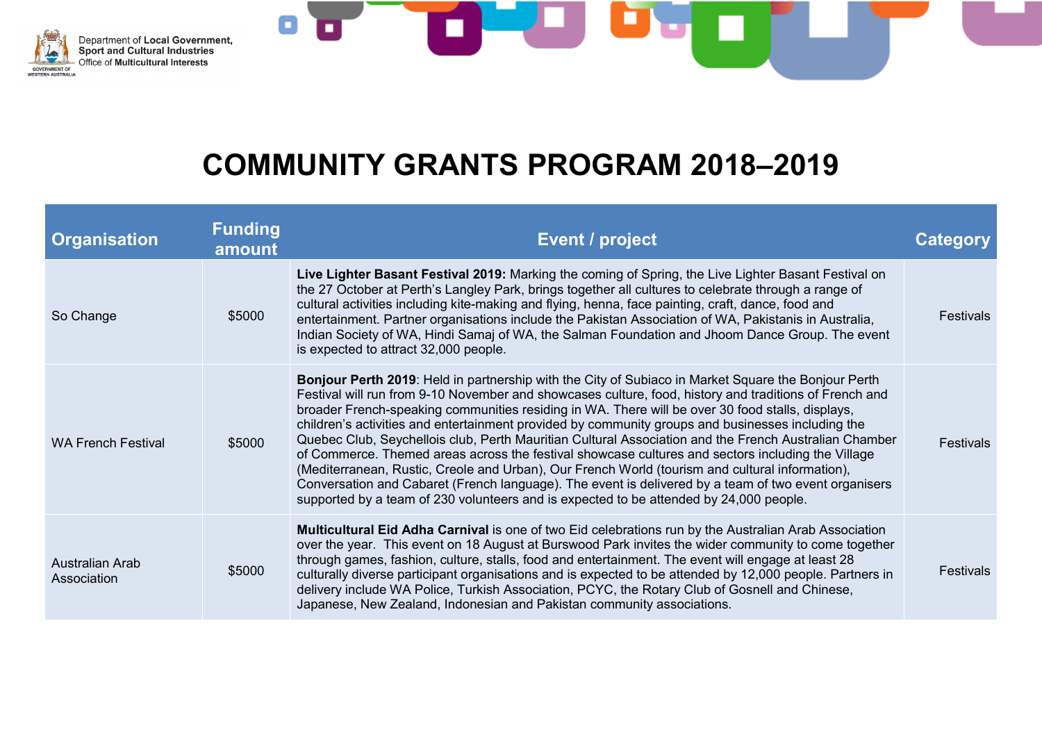# COMMUNITY GRANTS PROGRAM 2018–2019

| Organisation | Funding amount | Event / project | Category |
|---|---|---|---|
| So Change | $5000 | **Live Lighter Basant Festival 2019:** Marking the coming of Spring, the Live Lighter Basant Festival on the 27 October at Perth's Langley Park, brings together all cultures to celebrate through a range of cultural activities including kite-making and flying, henna, face painting, craft, dance, food and entertainment. Partner organisations include the Pakistan Association of WA, Pakistanis in Australia, Indian Society of WA, Hindi Samaj of WA, the Salman Foundation and Jhoom Dance Group. The event is expected to attract 32,000 people. | Festivals |
| WA French Festival | $5000 | **Bonjour Perth 2019**: Held in partnership with the City of Subiaco in Market Square the Bonjour Perth Festival will run from 9-10 November and showcases culture, food, history and traditions of French and broader French-speaking communities residing in WA. There will be over 30 food stalls, displays, children's activities and entertainment provided by community groups and businesses including the Quebec Club, Seychellois club, Perth Mauritian Cultural Association and the French Australian Chamber of Commerce. Themed areas across the festival showcase cultures and sectors including the Village (Mediterranean, Rustic, Creole and Urban), Our French World (tourism and cultural information), Conversation and Cabaret (French language). The event is delivered by a team of two event organisers supported by a team of 230 volunteers and is expected to be attended by 24,000 people. | Festivals |
| Australian Arab Association | $5000 | **Multicultural Eid Adha Carnival** is one of two Eid celebrations run by the Australian Arab Association over the year. This event on 18 August at Burswood Park invites the wider community to come together through games, fashion, culture, stalls, food and entertainment. The event will engage at least 28 culturally diverse participant organisations and is expected to be attended by 12,000 people. Partners in delivery include WA Police, Turkish Association, PCYC, the Rotary Club of Gosnell and Chinese, Japanese, New Zealand, Indonesian and Pakistan community associations. | Festivals |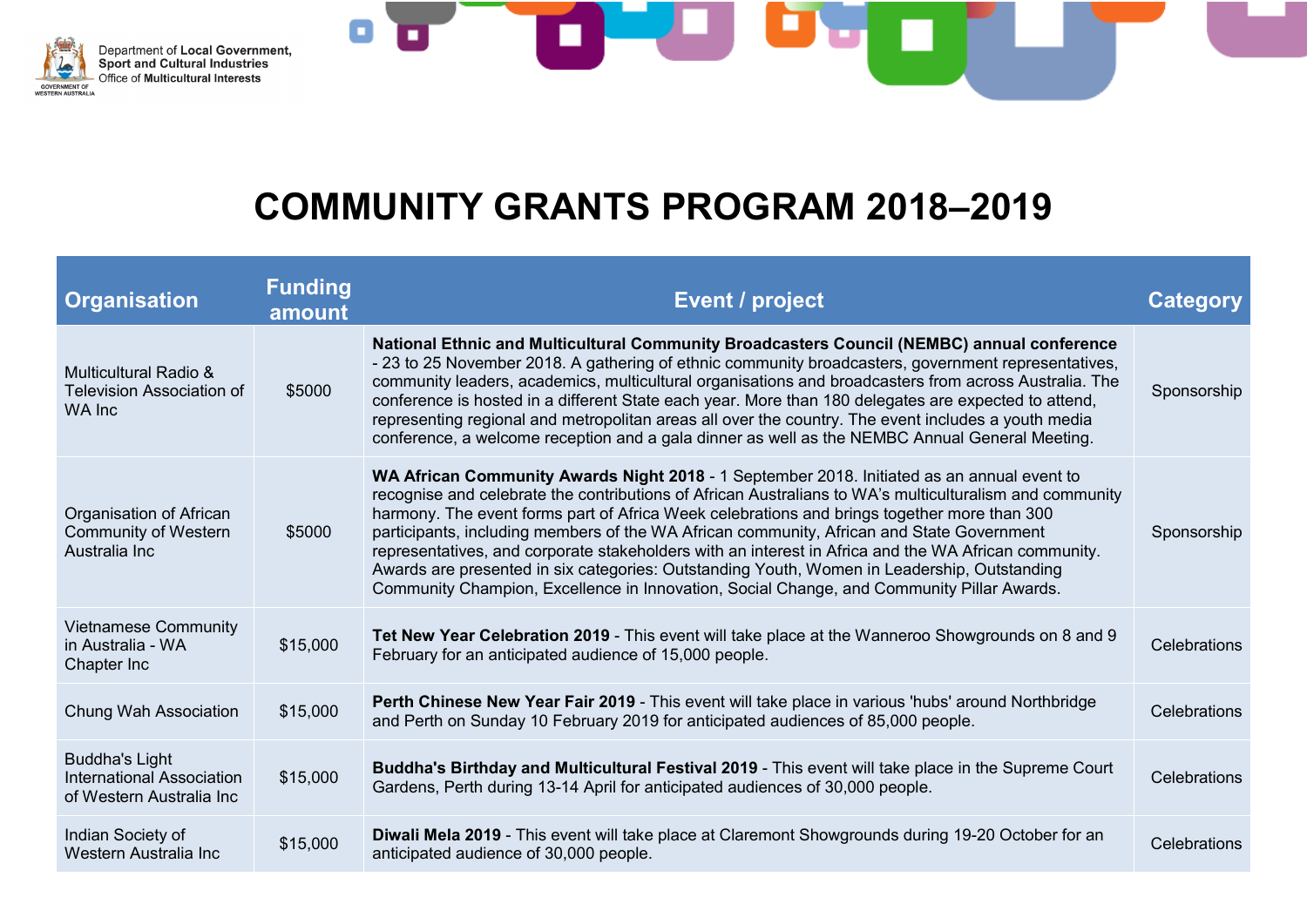# COMMUNITY GRANTS PROGRAM 2018–2019

| Organisation | Funding amount | Event / project | Category |
|---|---|---|---|
| Multicultural Radio & Television Association of WA Inc | $5000 | **National Ethnic and Multicultural Community Broadcasters Council (NEMBC) annual conference** - 23 to 25 November 2018. A gathering of ethnic community broadcasters, government representatives, community leaders, academics, multicultural organisations and broadcasters from across Australia. The conference is hosted in a different State each year. More than 180 delegates are expected to attend, representing regional and metropolitan areas all over the country. The event includes a youth media conference, a welcome reception and a gala dinner as well as the NEMBC Annual General Meeting. | Sponsorship |
| Organisation of African Community of Western Australia Inc | $5000 | **WA African Community Awards Night 2018** - 1 September 2018. Initiated as an annual event to recognise and celebrate the contributions of African Australians to WA's multiculturalism and community harmony. The event forms part of Africa Week celebrations and brings together more than 300 participants, including members of the WA African community, African and State Government representatives, and corporate stakeholders with an interest in Africa and the WA African community. Awards are presented in six categories: Outstanding Youth, Women in Leadership, Outstanding Community Champion, Excellence in Innovation, Social Change, and Community Pillar Awards. | Sponsorship |
| Vietnamese Community in Australia - WA Chapter Inc | $15,000 | **Tet New Year Celebration 2019** - This event will take place at the Wanneroo Showgrounds on 8 and 9 February for an anticipated audience of 15,000 people. | Celebrations |
| Chung Wah Association | $15,000 | **Perth Chinese New Year Fair 2019** - This event will take place in various 'hubs' around Northbridge and Perth on Sunday 10 February 2019 for anticipated audiences of 85,000 people. | Celebrations |
| Buddha's Light International Association of Western Australia Inc | $15,000 | **Buddha's Birthday and Multicultural Festival 2019** - This event will take place in the Supreme Court Gardens, Perth during 13-14 April for anticipated audiences of 30,000 people. | Celebrations |
| Indian Society of Western Australia Inc | $15,000 | **Diwali Mela 2019** - This event will take place at Claremont Showgrounds during 19-20 October for an anticipated audience of 30,000 people. | Celebrations |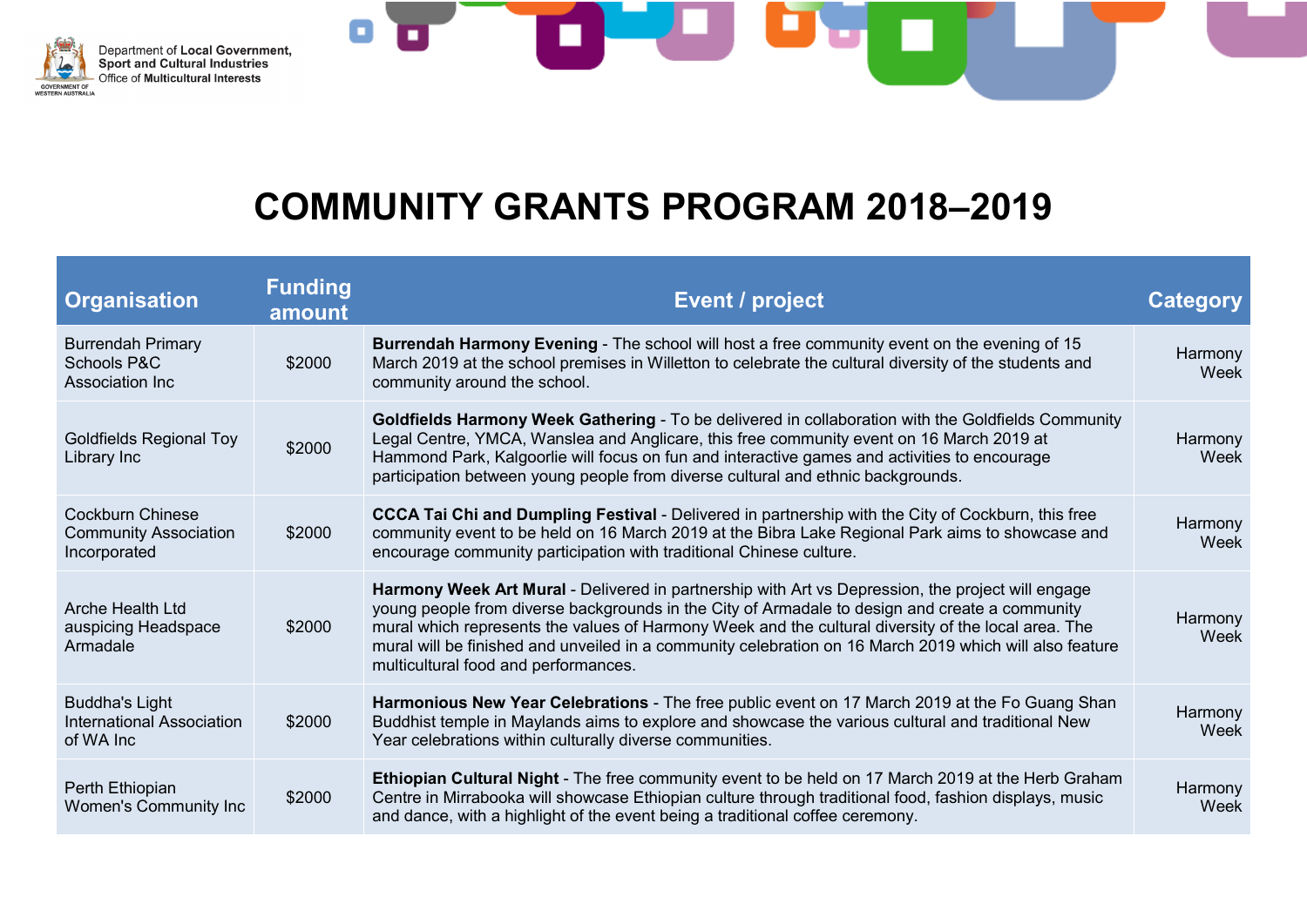# COMMUNITY GRANTS PROGRAM 2018–2019

| Organisation | Funding amount | Event / project | Category |
|---|---|---|---|
| Burrendah Primary Schools P&C Association Inc | $2000 | **Burrendah Harmony Evening** - The school will host a free community event on the evening of 15 March 2019 at the school premises in Willetton to celebrate the cultural diversity of the students and community around the school. | Harmony Week |
| Goldfields Regional Toy Library Inc | $2000 | **Goldfields Harmony Week Gathering** - To be delivered in collaboration with the Goldfields Community Legal Centre, YMCA, Wanslea and Anglicare, this free community event on 16 March 2019 at Hammond Park, Kalgoorlie will focus on fun and interactive games and activities to encourage participation between young people from diverse cultural and ethnic backgrounds. | Harmony Week |
| Cockburn Chinese Community Association Incorporated | $2000 | **CCCA Tai Chi and Dumpling Festival** - Delivered in partnership with the City of Cockburn, this free community event to be held on 16 March 2019 at the Bibra Lake Regional Park aims to showcase and encourage community participation with traditional Chinese culture. | Harmony Week |
| Arche Health Ltd auspicing Headspace Armadale | $2000 | **Harmony Week Art Mural** - Delivered in partnership with Art vs Depression, the project will engage young people from diverse backgrounds in the City of Armadale to design and create a community mural which represents the values of Harmony Week and the cultural diversity of the local area. The mural will be finished and unveiled in a community celebration on 16 March 2019 which will also feature multicultural food and performances. | Harmony Week |
| Buddha's Light International Association of WA Inc | $2000 | **Harmonious New Year Celebrations** - The free public event on 17 March 2019 at the Fo Guang Shan Buddhist temple in Maylands aims to explore and showcase the various cultural and traditional New Year celebrations within culturally diverse communities. | Harmony Week |
| Perth Ethiopian Women's Community Inc | $2000 | **Ethiopian Cultural Night** - The free community event to be held on 17 March 2019 at the Herb Graham Centre in Mirrabooka will showcase Ethiopian culture through traditional food, fashion displays, music and dance, with a highlight of the event being a traditional coffee ceremony. | Harmony Week |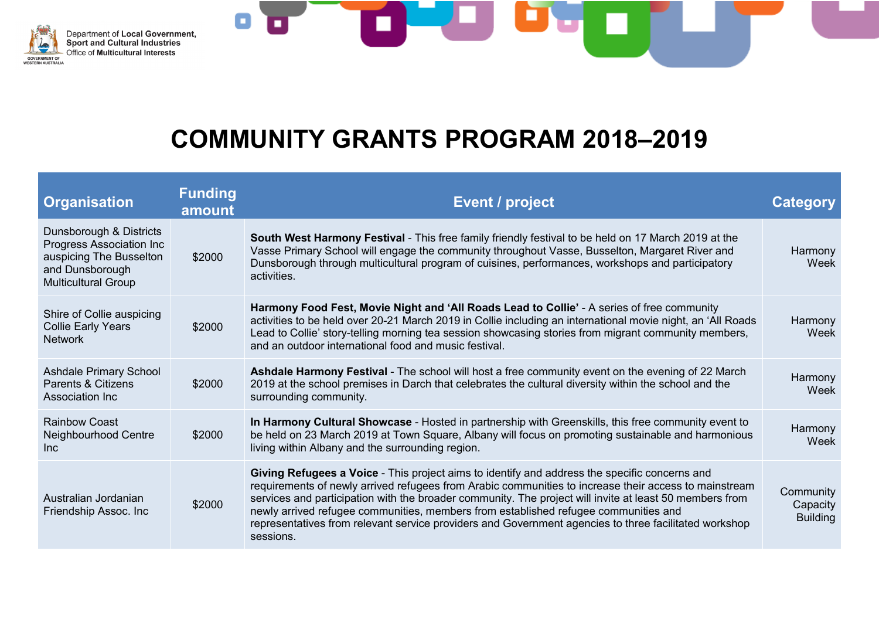Department of **Local Government, Sport and Cultural Industries**
Office of **Multicultural Interests**

# COMMUNITY GRANTS PROGRAM 2018–2019

| Organisation | Funding amount | Event / project | Category |
|---|---|---|---|
| Dunsborough & Districts Progress Association Inc auspicing The Busselton and Dunsborough Multicultural Group | $2000 | **South West Harmony Festival** - This free family friendly festival to be held on 17 March 2019 at the Vasse Primary School will engage the community throughout Vasse, Busselton, Margaret River and Dunsborough through multicultural program of cuisines, performances, workshops and participatory activities. | Harmony Week |
| Shire of Collie auspicing Collie Early Years Network | $2000 | **Harmony Food Fest, Movie Night and 'All Roads Lead to Collie'** - A series of free community activities to be held over 20-21 March 2019 in Collie including an international movie night, an 'All Roads Lead to Collie' story-telling morning tea session showcasing stories from migrant community members, and an outdoor international food and music festival. | Harmony Week |
| Ashdale Primary School Parents & Citizens Association Inc | $2000 | **Ashdale Harmony Festival** - The school will host a free community event on the evening of 22 March 2019 at the school premises in Darch that celebrates the cultural diversity within the school and the surrounding community. | Harmony Week |
| Rainbow Coast Neighbourhood Centre Inc | $2000 | **In Harmony Cultural Showcase** - Hosted in partnership with Greenskills, this free community event to be held on 23 March 2019 at Town Square, Albany will focus on promoting sustainable and harmonious living within Albany and the surrounding region. | Harmony Week |
| Australian Jordanian Friendship Assoc. Inc | $2000 | **Giving Refugees a Voice** - This project aims to identify and address the specific concerns and requirements of newly arrived refugees from Arabic communities to increase their access to mainstream services and participation with the broader community. The project will invite at least 50 members from newly arrived refugee communities, members from established refugee communities and representatives from relevant service providers and Government agencies to three facilitated workshop sessions. | Community Capacity Building |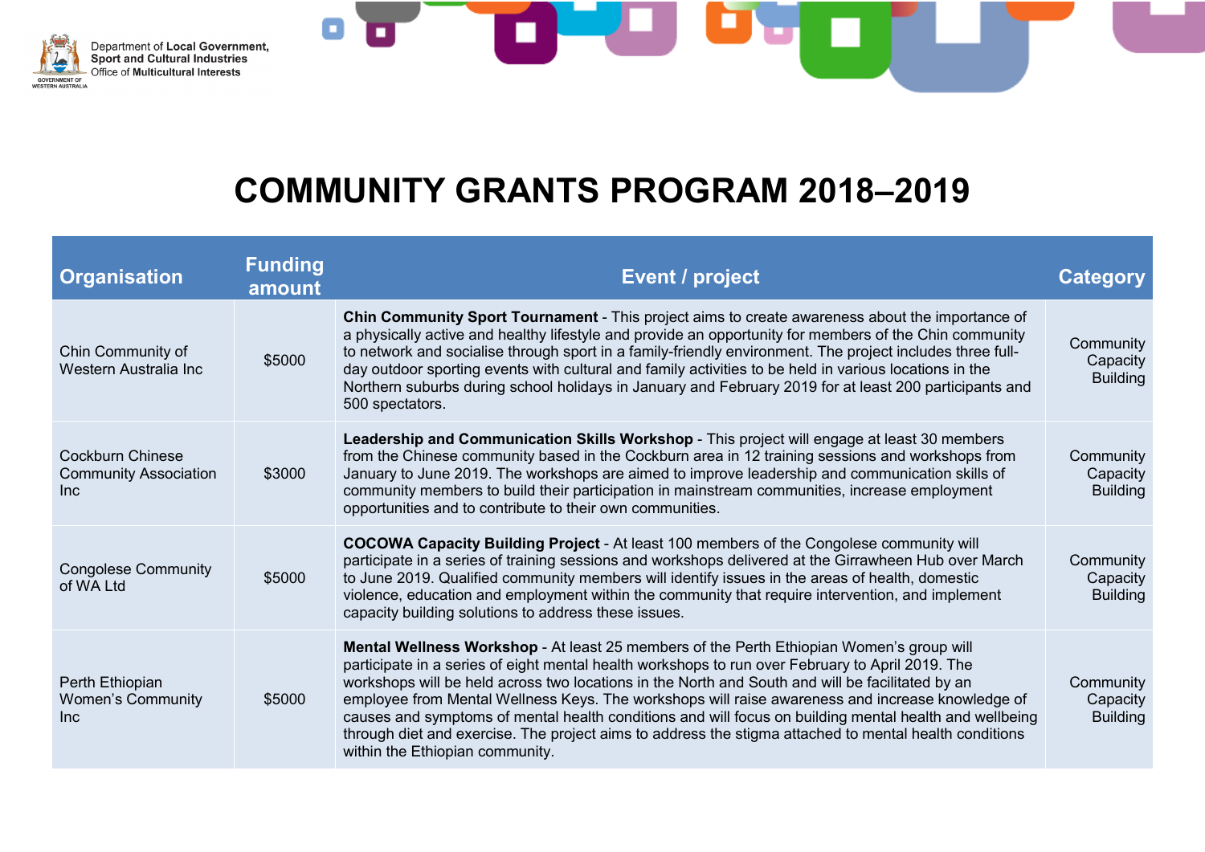Department of **Local Government, Sport and Cultural Industries**
Office of **Multicultural Interests**

# COMMUNITY GRANTS PROGRAM 2018–2019

| Organisation | Funding amount | Event / project | Category |
|---|---|---|---|
| Chin Community of Western Australia Inc | $5000 | **Chin Community Sport Tournament** - This project aims to create awareness about the importance of a physically active and healthy lifestyle and provide an opportunity for members of the Chin community to network and socialise through sport in a family-friendly environment. The project includes three full-day outdoor sporting events with cultural and family activities to be held in various locations in the Northern suburbs during school holidays in January and February 2019 for at least 200 participants and 500 spectators. | Community Capacity Building |
| Cockburn Chinese Community Association Inc | $3000 | **Leadership and Communication Skills Workshop** - This project will engage at least 30 members from the Chinese community based in the Cockburn area in 12 training sessions and workshops from January to June 2019. The workshops are aimed to improve leadership and communication skills of community members to build their participation in mainstream communities, increase employment opportunities and to contribute to their own communities. | Community Capacity Building |
| Congolese Community of WA Ltd | $5000 | **COCOWA Capacity Building Project** - At least 100 members of the Congolese community will participate in a series of training sessions and workshops delivered at the Girrawheen Hub over March to June 2019. Qualified community members will identify issues in the areas of health, domestic violence, education and employment within the community that require intervention, and implement capacity building solutions to address these issues. | Community Capacity Building |
| Perth Ethiopian Women's Community Inc | $5000 | **Mental Wellness Workshop** - At least 25 members of the Perth Ethiopian Women's group will participate in a series of eight mental health workshops to run over February to April 2019. The workshops will be held across two locations in the North and South and will be facilitated by an employee from Mental Wellness Keys. The workshops will raise awareness and increase knowledge of causes and symptoms of mental health conditions and will focus on building mental health and wellbeing through diet and exercise. The project aims to address the stigma attached to mental health conditions within the Ethiopian community. | Community Capacity Building |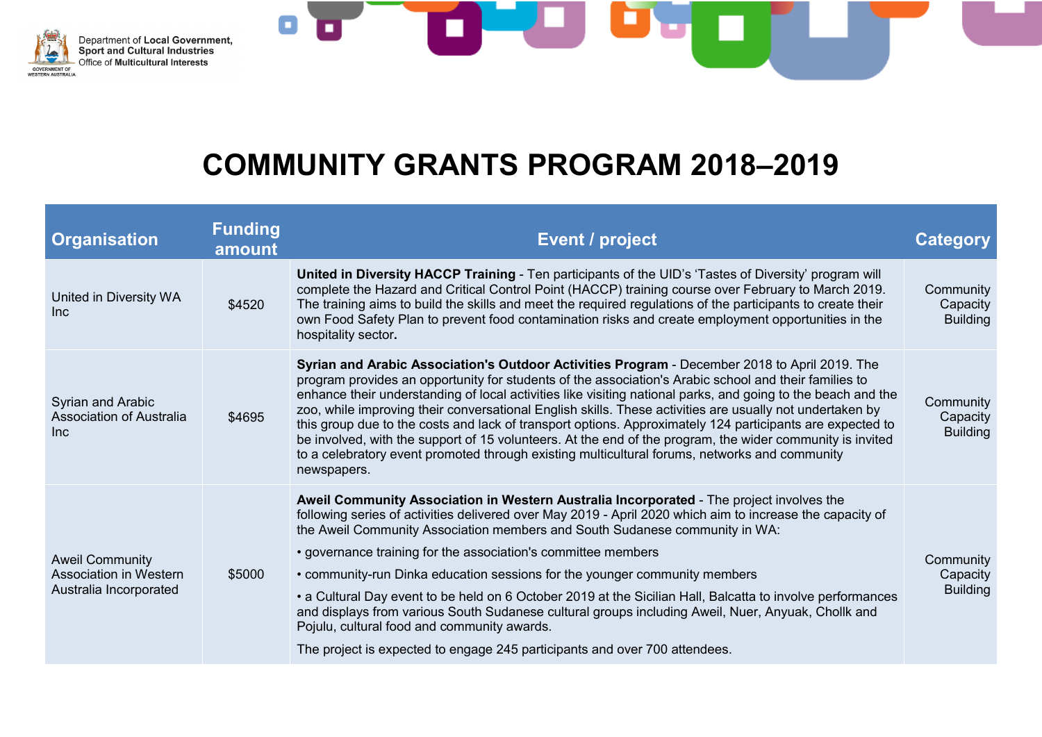# COMMUNITY GRANTS PROGRAM 2018–2019

| Organisation | Funding amount | Event / project | Category |
|---|---|---|---|
| United in Diversity WA Inc | $4520 | **United in Diversity HACCP Training** - Ten participants of the UID's 'Tastes of Diversity' program will complete the Hazard and Critical Control Point (HACCP) training course over February to March 2019. The training aims to build the skills and meet the required regulations of the participants to create their own Food Safety Plan to prevent food contamination risks and create employment opportunities in the hospitality sector**.** | Community Capacity Building |
| Syrian and Arabic Association of Australia Inc | $4695 | **Syrian and Arabic Association's Outdoor Activities Program** - December 2018 to April 2019. The program provides an opportunity for students of the association's Arabic school and their families to enhance their understanding of local activities like visiting national parks, and going to the beach and the zoo, while improving their conversational English skills. These activities are usually not undertaken by this group due to the costs and lack of transport options. Approximately 124 participants are expected to be involved, with the support of 15 volunteers. At the end of the program, the wider community is invited to a celebratory event promoted through existing multicultural forums, networks and community newspapers. | Community Capacity Building |
| Aweil Community Association in Western Australia Incorporated | $5000 | **Aweil Community Association in Western Australia Incorporated** - The project involves the following series of activities delivered over May 2019 - April 2020 which aim to increase the capacity of the Aweil Community Association members and South Sudanese community in WA:<br>• governance training for the association's committee members<br>• community-run Dinka education sessions for the younger community members<br>• a Cultural Day event to be held on 6 October 2019 at the Sicilian Hall, Balcatta to involve performances and displays from various South Sudanese cultural groups including Aweil, Nuer, Anyuak, Chollk and Pojulu, cultural food and community awards.<br>The project is expected to engage 245 participants and over 700 attendees. | Community Capacity Building |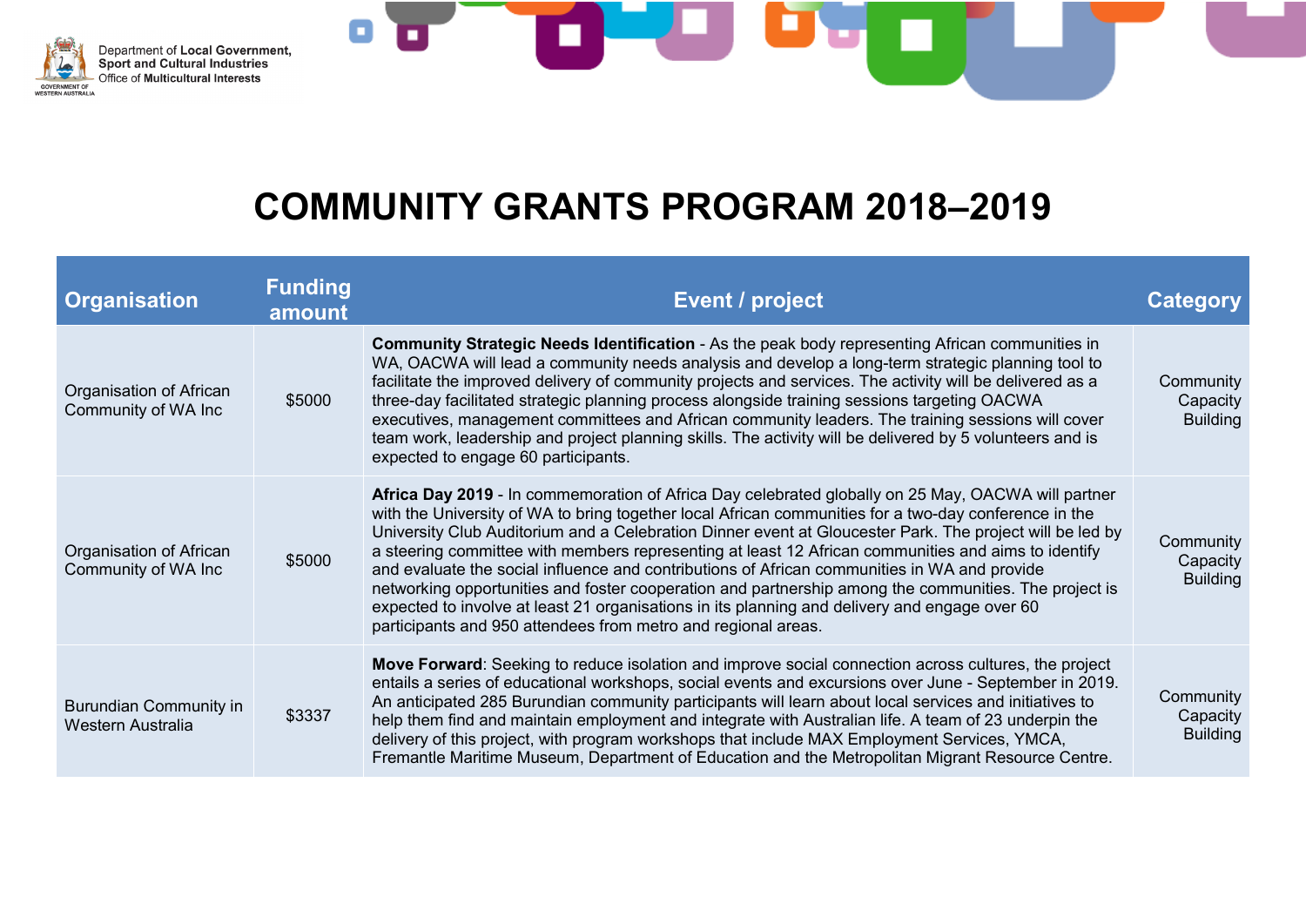# COMMUNITY GRANTS PROGRAM 2018–2019

| Organisation | Funding amount | Event / project | Category |
|---|---|---|---|
| Organisation of African Community of WA Inc | $5000 | **Community Strategic Needs Identification** - As the peak body representing African communities in WA, OACWA will lead a community needs analysis and develop a long-term strategic planning tool to facilitate the improved delivery of community projects and services. The activity will be delivered as a three-day facilitated strategic planning process alongside training sessions targeting OACWA executives, management committees and African community leaders. The training sessions will cover team work, leadership and project planning skills. The activity will be delivered by 5 volunteers and is expected to engage 60 participants. | Community Capacity Building |
| Organisation of African Community of WA Inc | $5000 | **Africa Day 2019** - In commemoration of Africa Day celebrated globally on 25 May, OACWA will partner with the University of WA to bring together local African communities for a two-day conference in the University Club Auditorium and a Celebration Dinner event at Gloucester Park. The project will be led by a steering committee with members representing at least 12 African communities and aims to identify and evaluate the social influence and contributions of African communities in WA and provide networking opportunities and foster cooperation and partnership among the communities. The project is expected to involve at least 21 organisations in its planning and delivery and engage over 60 participants and 950 attendees from metro and regional areas. | Community Capacity Building |
| Burundian Community in Western Australia | $3337 | **Move Forward**: Seeking to reduce isolation and improve social connection across cultures, the project entails a series of educational workshops, social events and excursions over June - September in 2019. An anticipated 285 Burundian community participants will learn about local services and initiatives to help them find and maintain employment and integrate with Australian life. A team of 23 underpin the delivery of this project, with program workshops that include MAX Employment Services, YMCA, Fremantle Maritime Museum, Department of Education and the Metropolitan Migrant Resource Centre. | Community Capacity Building |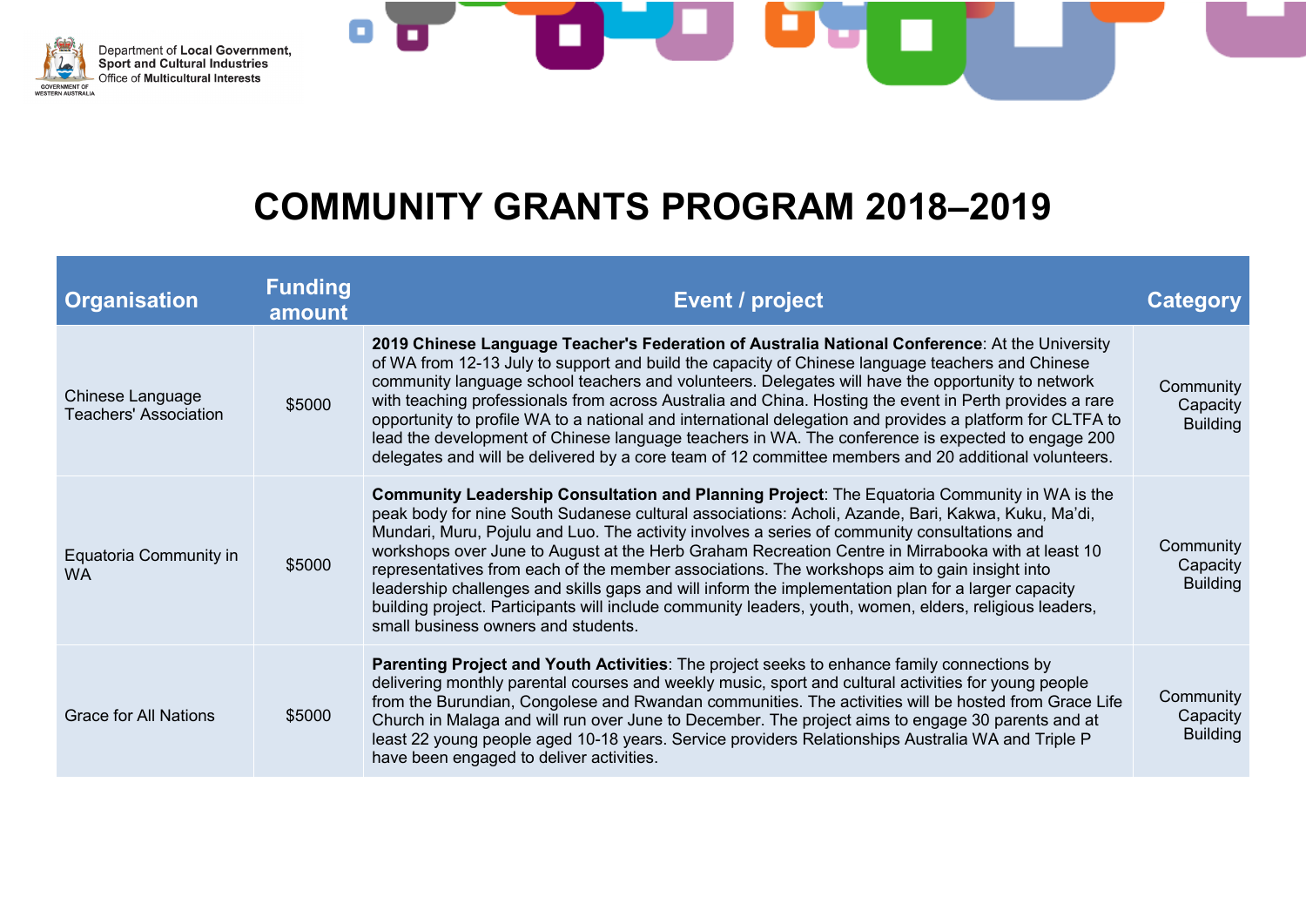# COMMUNITY GRANTS PROGRAM 2018–2019

| Organisation | Funding amount | Event / project | Category |
|---|---|---|---|
| Chinese Language Teachers' Association | $5000 | **2019 Chinese Language Teacher's Federation of Australia National Conference**: At the University of WA from 12-13 July to support and build the capacity of Chinese language teachers and Chinese community language school teachers and volunteers. Delegates will have the opportunity to network with teaching professionals from across Australia and China. Hosting the event in Perth provides a rare opportunity to profile WA to a national and international delegation and provides a platform for CLTFA to lead the development of Chinese language teachers in WA. The conference is expected to engage 200 delegates and will be delivered by a core team of 12 committee members and 20 additional volunteers. | Community Capacity Building |
| Equatoria Community in WA | $5000 | **Community Leadership Consultation and Planning Project**: The Equatoria Community in WA is the peak body for nine South Sudanese cultural associations: Acholi, Azande, Bari, Kakwa, Kuku, Ma'di, Mundari, Muru, Pojulu and Luo. The activity involves a series of community consultations and workshops over June to August at the Herb Graham Recreation Centre in Mirrabooka with at least 10 representatives from each of the member associations. The workshops aim to gain insight into leadership challenges and skills gaps and will inform the implementation plan for a larger capacity building project. Participants will include community leaders, youth, women, elders, religious leaders, small business owners and students. | Community Capacity Building |
| Grace for All Nations | $5000 | **Parenting Project and Youth Activities**: The project seeks to enhance family connections by delivering monthly parental courses and weekly music, sport and cultural activities for young people from the Burundian, Congolese and Rwandan communities. The activities will be hosted from Grace Life Church in Malaga and will run over June to December. The project aims to engage 30 parents and at least 22 young people aged 10-18 years. Service providers Relationships Australia WA and Triple P have been engaged to deliver activities. | Community Capacity Building |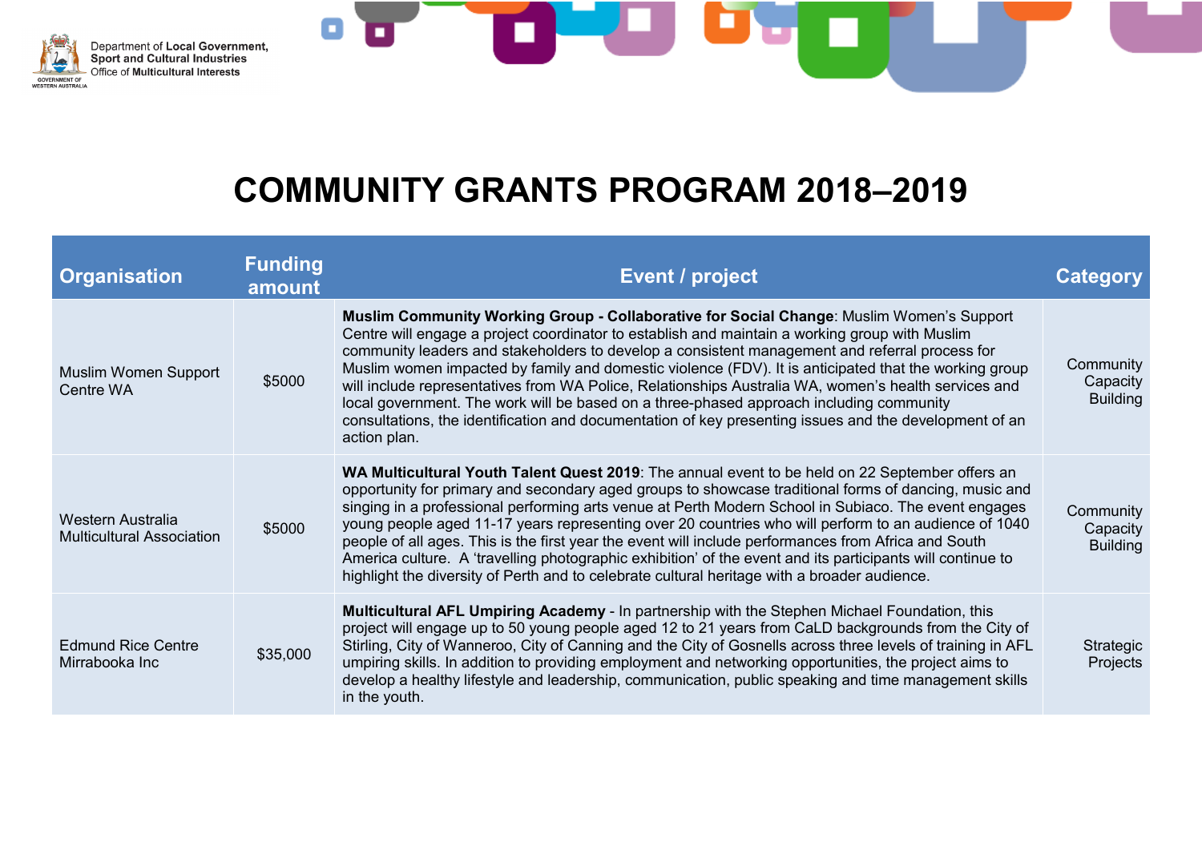# COMMUNITY GRANTS PROGRAM 2018–2019

| Organisation | Funding amount | Event / project | Category |
|---|---|---|---|
| Muslim Women Support Centre WA | $5000 | **Muslim Community Working Group - Collaborative for Social Change**: Muslim Women's Support Centre will engage a project coordinator to establish and maintain a working group with Muslim community leaders and stakeholders to develop a consistent management and referral process for Muslim women impacted by family and domestic violence (FDV). It is anticipated that the working group will include representatives from WA Police, Relationships Australia WA, women's health services and local government. The work will be based on a three-phased approach including community consultations, the identification and documentation of key presenting issues and the development of an action plan. | Community Capacity Building |
| Western Australia Multicultural Association | $5000 | **WA Multicultural Youth Talent Quest 2019**: The annual event to be held on 22 September offers an opportunity for primary and secondary aged groups to showcase traditional forms of dancing, music and singing in a professional performing arts venue at Perth Modern School in Subiaco. The event engages young people aged 11-17 years representing over 20 countries who will perform to an audience of 1040 people of all ages. This is the first year the event will include performances from Africa and South America culture. A 'travelling photographic exhibition' of the event and its participants will continue to highlight the diversity of Perth and to celebrate cultural heritage with a broader audience. | Community Capacity Building |
| Edmund Rice Centre Mirrabooka Inc | $35,000 | **Multicultural AFL Umpiring Academy** - In partnership with the Stephen Michael Foundation, this project will engage up to 50 young people aged 12 to 21 years from CaLD backgrounds from the City of Stirling, City of Wanneroo, City of Canning and the City of Gosnells across three levels of training in AFL umpiring skills. In addition to providing employment and networking opportunities, the project aims to develop a healthy lifestyle and leadership, communication, public speaking and time management skills in the youth. | Strategic Projects |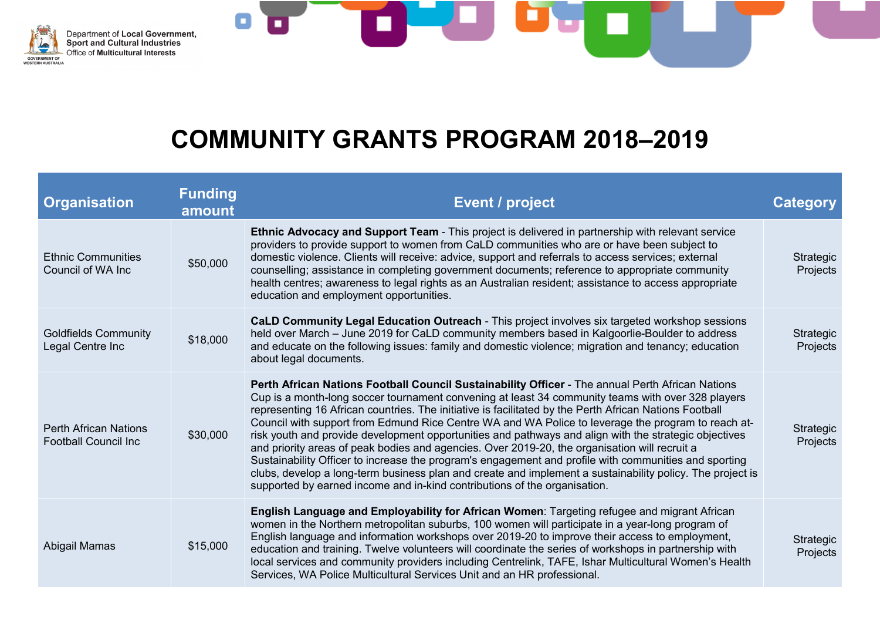Department of **Local Government, Sport and Cultural Industries**
Office of **Multicultural Interests**

# COMMUNITY GRANTS PROGRAM 2018–2019

| Organisation | Funding amount | Event / project | Category |
|---|---|---|---|
| Ethnic Communities Council of WA Inc | $50,000 | **Ethnic Advocacy and Support Team** - This project is delivered in partnership with relevant service providers to provide support to women from CaLD communities who are or have been subject to domestic violence. Clients will receive: advice, support and referrals to access services; external counselling; assistance in completing government documents; reference to appropriate community health centres; awareness to legal rights as an Australian resident; assistance to access appropriate education and employment opportunities. | Strategic Projects |
| Goldfields Community Legal Centre Inc | $18,000 | **CaLD Community Legal Education Outreach** - This project involves six targeted workshop sessions held over March – June 2019 for CaLD community members based in Kalgoorlie-Boulder to address and educate on the following issues: family and domestic violence; migration and tenancy; education about legal documents. | Strategic Projects |
| Perth African Nations Football Council Inc | $30,000 | **Perth African Nations Football Council Sustainability Officer** - The annual Perth African Nations Cup is a month-long soccer tournament convening at least 34 community teams with over 328 players representing 16 African countries. The initiative is facilitated by the Perth African Nations Football Council with support from Edmund Rice Centre WA and WA Police to leverage the program to reach at-risk youth and provide development opportunities and pathways and align with the strategic objectives and priority areas of peak bodies and agencies. Over 2019-20, the organisation will recruit a Sustainability Officer to increase the program's engagement and profile with communities and sporting clubs, develop a long-term business plan and create and implement a sustainability policy. The project is supported by earned income and in-kind contributions of the organisation. | Strategic Projects |
| Abigail Mamas | $15,000 | **English Language and Employability for African Women**: Targeting refugee and migrant African women in the Northern metropolitan suburbs, 100 women will participate in a year-long program of English language and information workshops over 2019-20 to improve their access to employment, education and training. Twelve volunteers will coordinate the series of workshops in partnership with local services and community providers including Centrelink, TAFE, Ishar Multicultural Women's Health Services, WA Police Multicultural Services Unit and an HR professional. | Strategic Projects |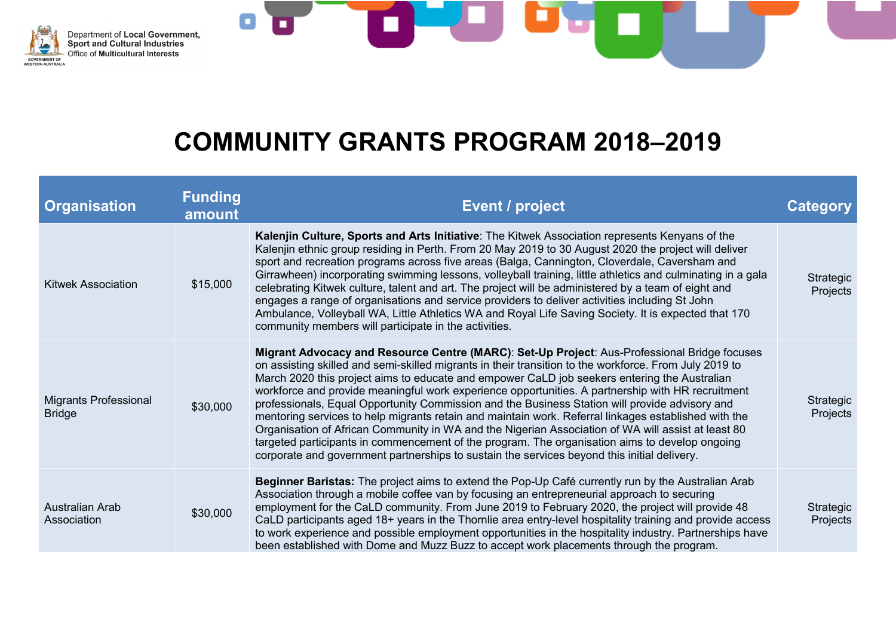# COMMUNITY GRANTS PROGRAM 2018–2019

| Organisation | Funding amount | Event / project | Category |
|---|---|---|---|
| Kitwek Association | $15,000 | **Kalenjin Culture, Sports and Arts Initiative**: The Kitwek Association represents Kenyans of the Kalenjin ethnic group residing in Perth. From 20 May 2019 to 30 August 2020 the project will deliver sport and recreation programs across five areas (Balga, Cannington, Cloverdale, Caversham and Girrawheen) incorporating swimming lessons, volleyball training, little athletics and culminating in a gala celebrating Kitwek culture, talent and art. The project will be administered by a team of eight and engages a range of organisations and service providers to deliver activities including St John Ambulance, Volleyball WA, Little Athletics WA and Royal Life Saving Society. It is expected that 170 community members will participate in the activities. | Strategic Projects |
| Migrants Professional Bridge | $30,000 | **Migrant Advocacy and Resource Centre (MARC)**: **Set-Up Project**: Aus-Professional Bridge focuses on assisting skilled and semi-skilled migrants in their transition to the workforce. From July 2019 to March 2020 this project aims to educate and empower CaLD job seekers entering the Australian workforce and provide meaningful work experience opportunities. A partnership with HR recruitment professionals, Equal Opportunity Commission and the Business Station will provide advisory and mentoring services to help migrants retain and maintain work. Referral linkages established with the Organisation of African Community in WA and the Nigerian Association of WA will assist at least 80 targeted participants in commencement of the program. The organisation aims to develop ongoing corporate and government partnerships to sustain the services beyond this initial delivery. | Strategic Projects |
| Australian Arab Association | $30,000 | **Beginner Baristas:** The project aims to extend the Pop-Up Café currently run by the Australian Arab Association through a mobile coffee van by focusing an entrepreneurial approach to securing employment for the CaLD community. From June 2019 to February 2020, the project will provide 48 CaLD participants aged 18+ years in the Thornlie area entry-level hospitality training and provide access to work experience and possible employment opportunities in the hospitality industry. Partnerships have been established with Dome and Muzz Buzz to accept work placements through the program. | Strategic Projects |